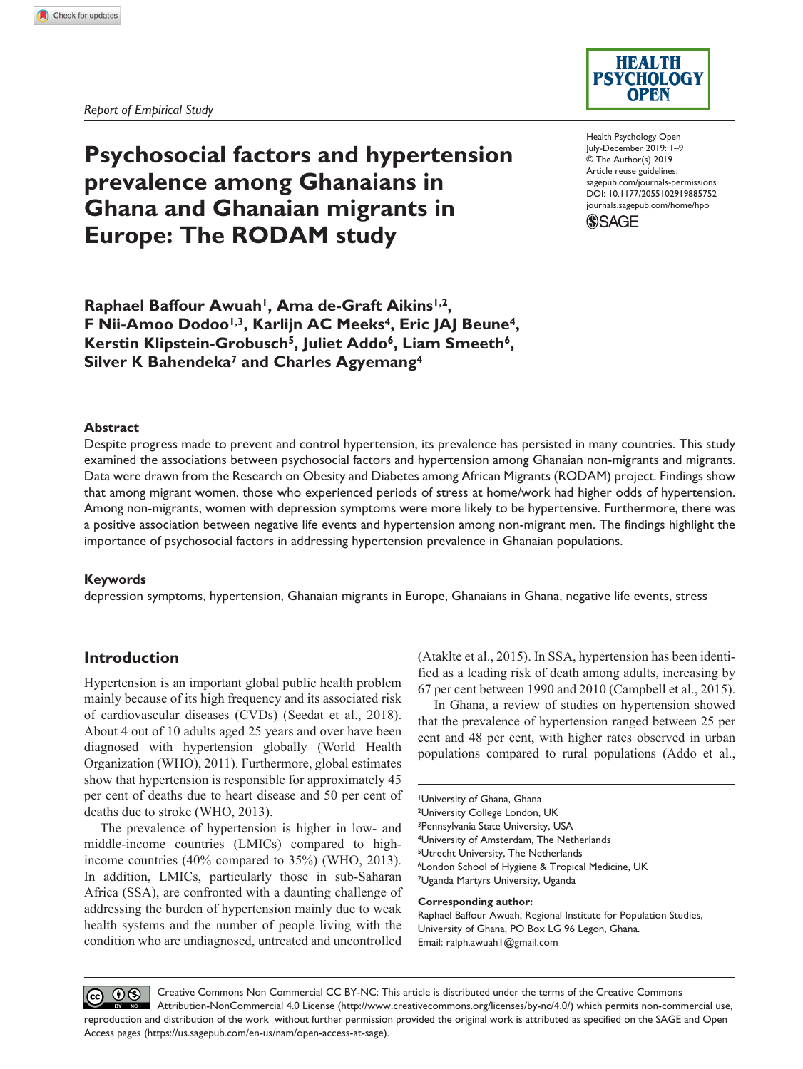*Report of Empirical Study*

Health Psychology Open
July-December 2019: 1–9
© The Author(s) 2019
Article reuse guidelines:
sagepub.com/journals-permissions
DOI: 10.1177/2055102919885752
journals.sagepub.com/home/hpo

# Psychosocial factors and hypertension prevalence among Ghanaians in Ghana and Ghanaian migrants in Europe: The RODAM study

**Raphael Baffour Awuah[1], Ama de-Graft Aikins[1,2], F Nii-Amoo Dodoo[1,3], Karlijn AC Meeks[4], Eric JAJ Beune[4], Kerstin Klipstein-Grobusch[5], Juliet Addo[6], Liam Smeeth[6], Silver K Bahendeka[7] and Charles Agyemang[4]**

### Abstract

Despite progress made to prevent and control hypertension, its prevalence has persisted in many countries. This study examined the associations between psychosocial factors and hypertension among Ghanaian non-migrants and migrants. Data were drawn from the Research on Obesity and Diabetes among African Migrants (RODAM) project. Findings show that among migrant women, those who experienced periods of stress at home/work had higher odds of hypertension. Among non-migrants, women with depression symptoms were more likely to be hypertensive. Furthermore, there was a positive association between negative life events and hypertension among non-migrant men. The findings highlight the importance of psychosocial factors in addressing hypertension prevalence in Ghanaian populations.

### Keywords

depression symptoms, hypertension, Ghanaian migrants in Europe, Ghanaians in Ghana, negative life events, stress

## Introduction

Hypertension is an important global public health problem mainly because of its high frequency and its associated risk of cardiovascular diseases (CVDs) (Seedat et al., 2018). About 4 out of 10 adults aged 25 years and over have been diagnosed with hypertension globally (World Health Organization (WHO), 2011). Furthermore, global estimates show that hypertension is responsible for approximately 45 per cent of deaths due to heart disease and 50 per cent of deaths due to stroke (WHO, 2013).

The prevalence of hypertension is higher in low- and middle-income countries (LMICs) compared to high-income countries (40% compared to 35%) (WHO, 2013). In addition, LMICs, particularly those in sub-Saharan Africa (SSA), are confronted with a daunting challenge of addressing the burden of hypertension mainly due to weak health systems and the number of people living with the condition who are undiagnosed, untreated and uncontrolled (Ataklte et al., 2015). In SSA, hypertension has been identified as a leading risk of death among adults, increasing by 67 per cent between 1990 and 2010 (Campbell et al., 2015).

In Ghana, a review of studies on hypertension showed that the prevalence of hypertension ranged between 25 per cent and 48 per cent, with higher rates observed in urban populations compared to rural populations (Addo et al.,

[1]University of Ghana, Ghana
[2]University College London, UK
[3]Pennsylvania State University, USA
[4]University of Amsterdam, The Netherlands
[5]Utrecht University, The Netherlands
[6]London School of Hygiene & Tropical Medicine, UK
[7]Uganda Martyrs University, Uganda

**Corresponding author:**
Raphael Baffour Awuah, Regional Institute for Population Studies, University of Ghana, PO Box LG 96 Legon, Ghana.
Email: ralph.awuah1@gmail.com

Creative Commons Non Commercial CC BY-NC: This article is distributed under the terms of the Creative Commons Attribution-NonCommercial 4.0 License (http://www.creativecommons.org/licenses/by-nc/4.0/) which permits non-commercial use, reproduction and distribution of the work without further permission provided the original work is attributed as specified on the SAGE and Open Access pages (https://us.sagepub.com/en-us/nam/open-access-at-sage).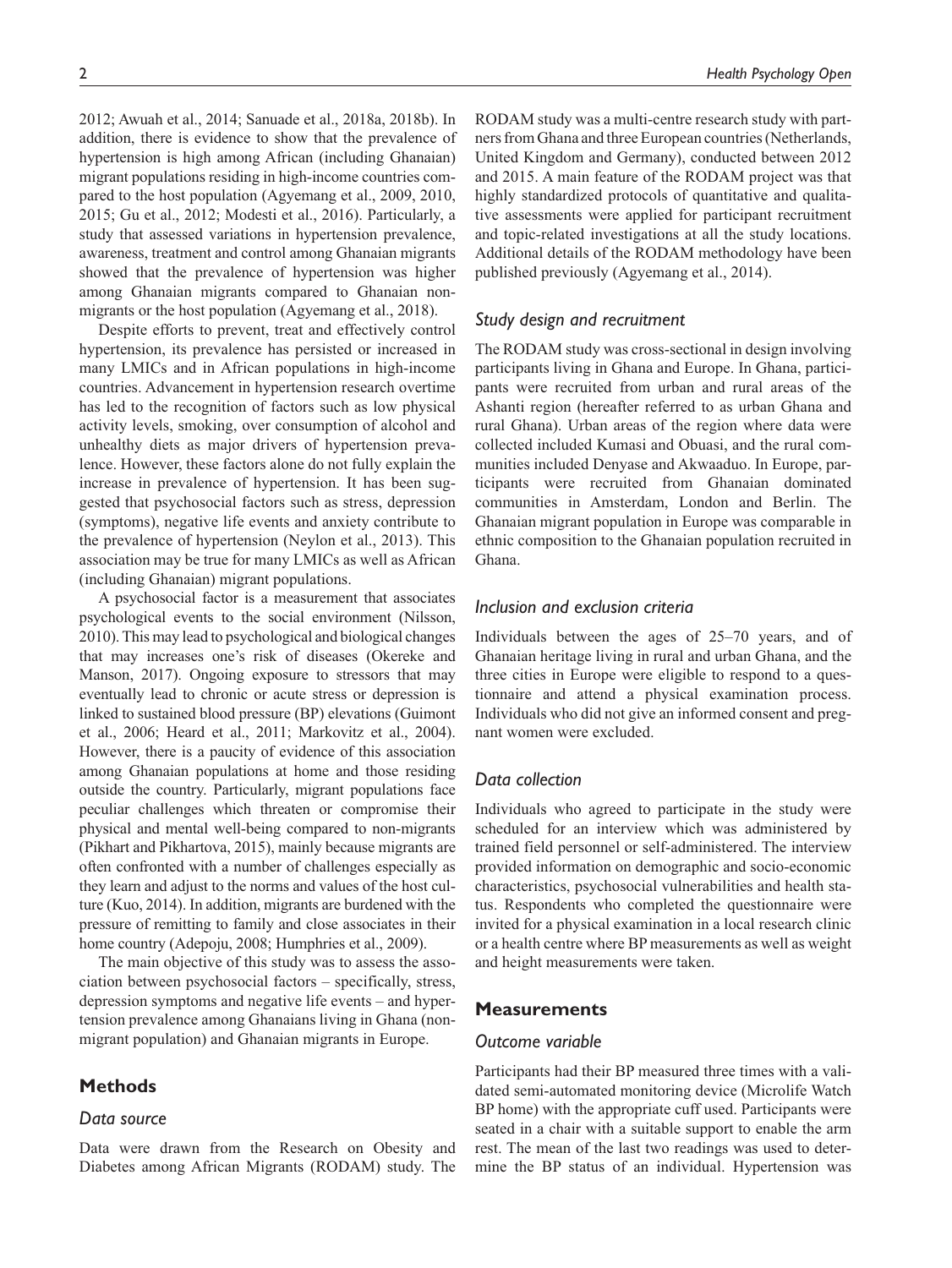2012; Awuah et al., 2014; Sanuade et al., 2018a, 2018b). In addition, there is evidence to show that the prevalence of hypertension is high among African (including Ghanaian) migrant populations residing in high-income countries compared to the host population (Agyemang et al., 2009, 2010, 2015; Gu et al., 2012; Modesti et al., 2016). Particularly, a study that assessed variations in hypertension prevalence, awareness, treatment and control among Ghanaian migrants showed that the prevalence of hypertension was higher among Ghanaian migrants compared to Ghanaian non-migrants or the host population (Agyemang et al., 2018).

Despite efforts to prevent, treat and effectively control hypertension, its prevalence has persisted or increased in many LMICs and in African populations in high-income countries. Advancement in hypertension research overtime has led to the recognition of factors such as low physical activity levels, smoking, over consumption of alcohol and unhealthy diets as major drivers of hypertension prevalence. However, these factors alone do not fully explain the increase in prevalence of hypertension. It has been suggested that psychosocial factors such as stress, depression (symptoms), negative life events and anxiety contribute to the prevalence of hypertension (Neylon et al., 2013). This association may be true for many LMICs as well as African (including Ghanaian) migrant populations.

A psychosocial factor is a measurement that associates psychological events to the social environment (Nilsson, 2010). This may lead to psychological and biological changes that may increases one's risk of diseases (Okereke and Manson, 2017). Ongoing exposure to stressors that may eventually lead to chronic or acute stress or depression is linked to sustained blood pressure (BP) elevations (Guimont et al., 2006; Heard et al., 2011; Markovitz et al., 2004). However, there is a paucity of evidence of this association among Ghanaian populations at home and those residing outside the country. Particularly, migrant populations face peculiar challenges which threaten or compromise their physical and mental well-being compared to non-migrants (Pikhart and Pikhartova, 2015), mainly because migrants are often confronted with a number of challenges especially as they learn and adjust to the norms and values of the host culture (Kuo, 2014). In addition, migrants are burdened with the pressure of remitting to family and close associates in their home country (Adepoju, 2008; Humphries et al., 2009).

The main objective of this study was to assess the association between psychosocial factors – specifically, stress, depression symptoms and negative life events – and hypertension prevalence among Ghanaians living in Ghana (non-migrant population) and Ghanaian migrants in Europe.

## Methods

### *Data source*

Data were drawn from the Research on Obesity and Diabetes among African Migrants (RODAM) study. The RODAM study was a multi-centre research study with partners from Ghana and three European countries (Netherlands, United Kingdom and Germany), conducted between 2012 and 2015. A main feature of the RODAM project was that highly standardized protocols of quantitative and qualitative assessments were applied for participant recruitment and topic-related investigations at all the study locations. Additional details of the RODAM methodology have been published previously (Agyemang et al., 2014).

### *Study design and recruitment*

The RODAM study was cross-sectional in design involving participants living in Ghana and Europe. In Ghana, participants were recruited from urban and rural areas of the Ashanti region (hereafter referred to as urban Ghana and rural Ghana). Urban areas of the region where data were collected included Kumasi and Obuasi, and the rural communities included Denyase and Akwaaduo. In Europe, participants were recruited from Ghanaian dominated communities in Amsterdam, London and Berlin. The Ghanaian migrant population in Europe was comparable in ethnic composition to the Ghanaian population recruited in Ghana.

### *Inclusion and exclusion criteria*

Individuals between the ages of 25–70 years, and of Ghanaian heritage living in rural and urban Ghana, and the three cities in Europe were eligible to respond to a questionnaire and attend a physical examination process. Individuals who did not give an informed consent and pregnant women were excluded.

### *Data collection*

Individuals who agreed to participate in the study were scheduled for an interview which was administered by trained field personnel or self-administered. The interview provided information on demographic and socio-economic characteristics, psychosocial vulnerabilities and health status. Respondents who completed the questionnaire were invited for a physical examination in a local research clinic or a health centre where BP measurements as well as weight and height measurements were taken.

## Measurements

### *Outcome variable*

Participants had their BP measured three times with a validated semi-automated monitoring device (Microlife Watch BP home) with the appropriate cuff used. Participants were seated in a chair with a suitable support to enable the arm rest. The mean of the last two readings was used to determine the BP status of an individual. Hypertension was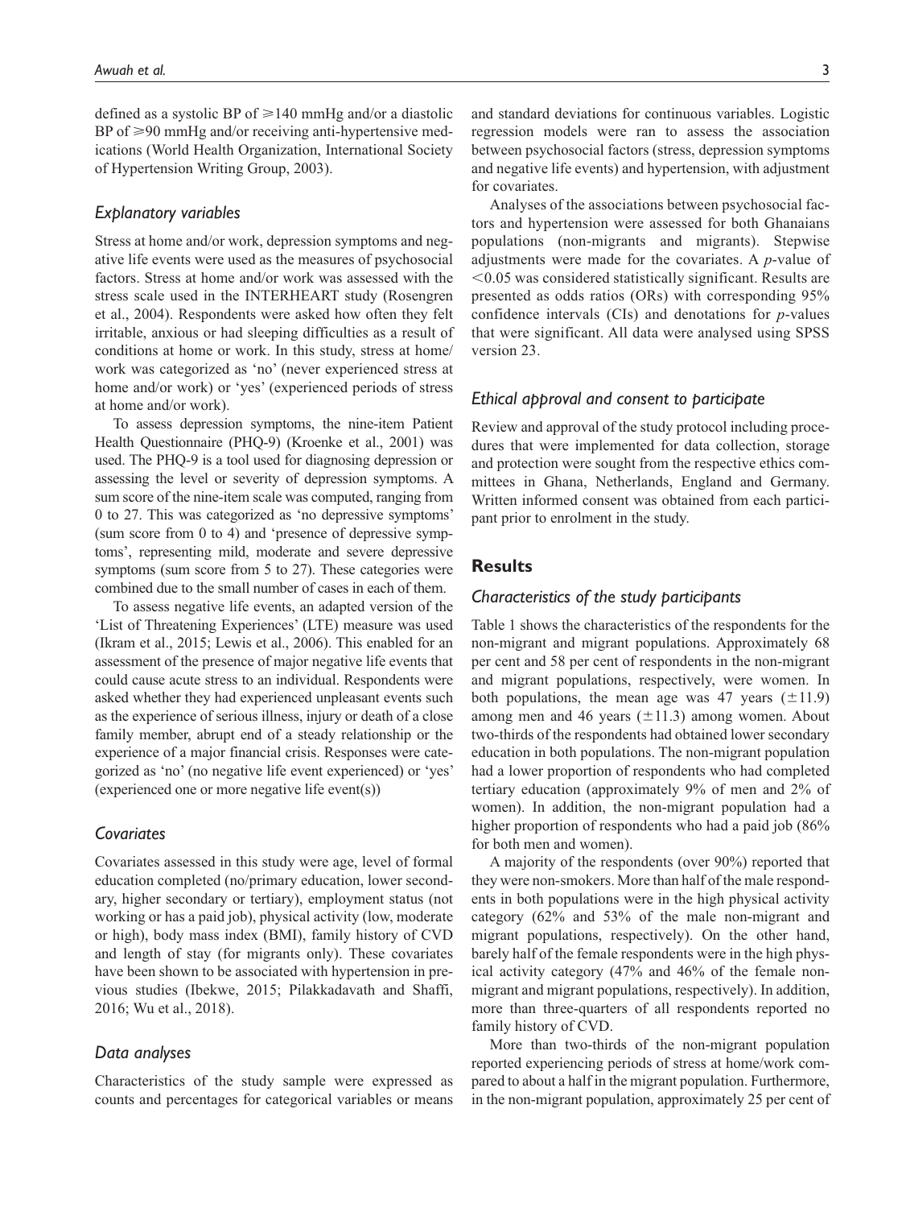defined as a systolic BP of ⩾140 mmHg and/or a diastolic BP of ⩾90 mmHg and/or receiving anti-hypertensive medications (World Health Organization, International Society of Hypertension Writing Group, 2003).

### *Explanatory variables*

Stress at home and/or work, depression symptoms and negative life events were used as the measures of psychosocial factors. Stress at home and/or work was assessed with the stress scale used in the INTERHEART study (Rosengren et al., 2004). Respondents were asked how often they felt irritable, anxious or had sleeping difficulties as a result of conditions at home or work. In this study, stress at home/work was categorized as 'no' (never experienced stress at home and/or work) or 'yes' (experienced periods of stress at home and/or work).

To assess depression symptoms, the nine-item Patient Health Questionnaire (PHQ-9) (Kroenke et al., 2001) was used. The PHQ-9 is a tool used for diagnosing depression or assessing the level or severity of depression symptoms. A sum score of the nine-item scale was computed, ranging from 0 to 27. This was categorized as 'no depressive symptoms' (sum score from 0 to 4) and 'presence of depressive symptoms', representing mild, moderate and severe depressive symptoms (sum score from 5 to 27). These categories were combined due to the small number of cases in each of them.

To assess negative life events, an adapted version of the 'List of Threatening Experiences' (LTE) measure was used (Ikram et al., 2015; Lewis et al., 2006). This enabled for an assessment of the presence of major negative life events that could cause acute stress to an individual. Respondents were asked whether they had experienced unpleasant events such as the experience of serious illness, injury or death of a close family member, abrupt end of a steady relationship or the experience of a major financial crisis. Responses were categorized as 'no' (no negative life event experienced) or 'yes' (experienced one or more negative life event(s))

### *Covariates*

Covariates assessed in this study were age, level of formal education completed (no/primary education, lower secondary, higher secondary or tertiary), employment status (not working or has a paid job), physical activity (low, moderate or high), body mass index (BMI), family history of CVD and length of stay (for migrants only). These covariates have been shown to be associated with hypertension in previous studies (Ibekwe, 2015; Pilakkadavath and Shaffi, 2016; Wu et al., 2018).

### *Data analyses*

Characteristics of the study sample were expressed as counts and percentages for categorical variables or means and standard deviations for continuous variables. Logistic regression models were ran to assess the association between psychosocial factors (stress, depression symptoms and negative life events) and hypertension, with adjustment for covariates.

Analyses of the associations between psychosocial factors and hypertension were assessed for both Ghanaians populations (non-migrants and migrants). Stepwise adjustments were made for the covariates. A *p*-value of $<0.05$ was considered statistically significant. Results are presented as odds ratios (ORs) with corresponding 95% confidence intervals (CIs) and denotations for *p*-values that were significant. All data were analysed using SPSS version 23.

### *Ethical approval and consent to participate*

Review and approval of the study protocol including procedures that were implemented for data collection, storage and protection were sought from the respective ethics committees in Ghana, Netherlands, England and Germany. Written informed consent was obtained from each participant prior to enrolment in the study.

## Results

### *Characteristics of the study participants*

Table 1 shows the characteristics of the respondents for the non-migrant and migrant populations. Approximately 68 per cent and 58 per cent of respondents in the non-migrant and migrant populations, respectively, were women. In both populations, the mean age was 47 years (±11.9) among men and 46 years (±11.3) among women. About two-thirds of the respondents had obtained lower secondary education in both populations. The non-migrant population had a lower proportion of respondents who had completed tertiary education (approximately 9% of men and 2% of women). In addition, the non-migrant population had a higher proportion of respondents who had a paid job (86% for both men and women).

A majority of the respondents (over 90%) reported that they were non-smokers. More than half of the male respondents in both populations were in the high physical activity category (62% and 53% of the male non-migrant and migrant populations, respectively). On the other hand, barely half of the female respondents were in the high physical activity category (47% and 46% of the female non-migrant and migrant populations, respectively). In addition, more than three-quarters of all respondents reported no family history of CVD.

More than two-thirds of the non-migrant population reported experiencing periods of stress at home/work compared to about a half in the migrant population. Furthermore, in the non-migrant population, approximately 25 per cent of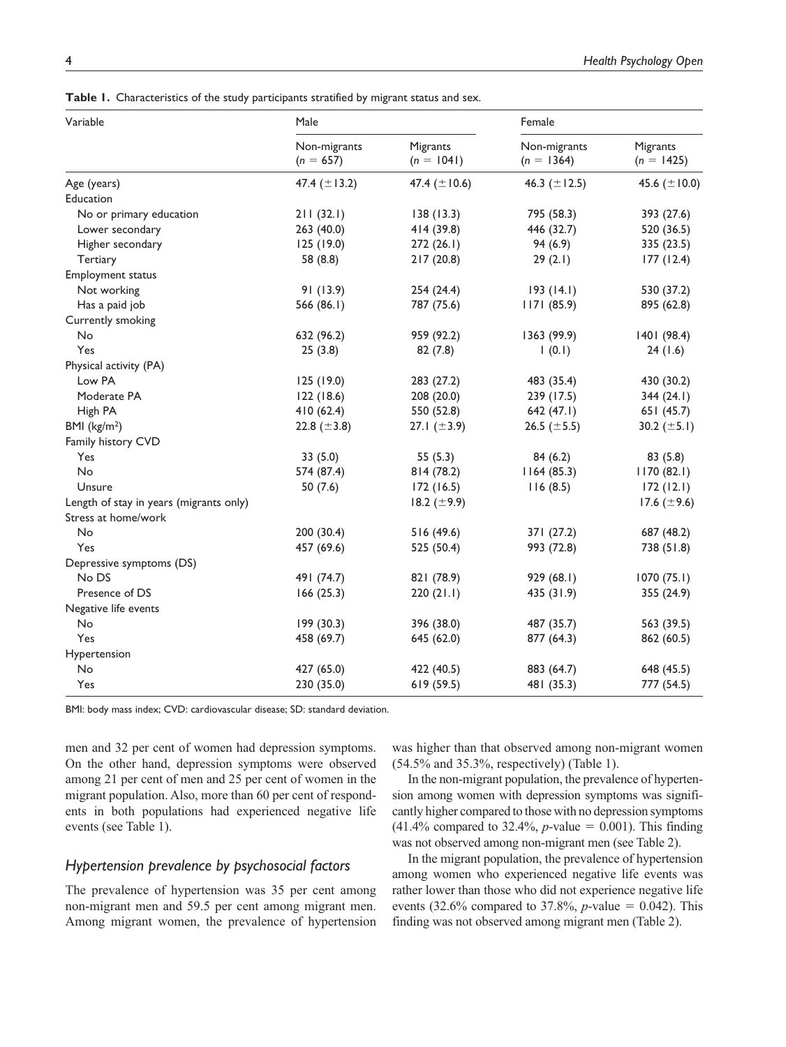**Table 1.** Characteristics of the study participants stratified by migrant status and sex.

| Variable | Male | | Female | |
|---|---|---|---|---|
| | Non-migrants ($n$ = 657) | Migrants ($n$ = 1041) | Non-migrants ($n$ = 1364) | Migrants ($n$ = 1425) |
| Age (years) | 47.4 (±13.2) | 47.4 (±10.6) | 46.3 (±12.5) | 45.6 (±10.0) |
| Education | | | | |
| No or primary education | 211 (32.1) | 138 (13.3) | 795 (58.3) | 393 (27.6) |
| Lower secondary | 263 (40.0) | 414 (39.8) | 446 (32.7) | 520 (36.5) |
| Higher secondary | 125 (19.0) | 272 (26.1) | 94 (6.9) | 335 (23.5) |
| Tertiary | 58 (8.8) | 217 (20.8) | 29 (2.1) | 177 (12.4) |
| Employment status | | | | |
| Not working | 91 (13.9) | 254 (24.4) | 193 (14.1) | 530 (37.2) |
| Has a paid job | 566 (86.1) | 787 (75.6) | 1171 (85.9) | 895 (62.8) |
| Currently smoking | | | | |
| No | 632 (96.2) | 959 (92.2) | 1363 (99.9) | 1401 (98.4) |
| Yes | 25 (3.8) | 82 (7.8) | 1 (0.1) | 24 (1.6) |
| Physical activity (PA) | | | | |
| Low PA | 125 (19.0) | 283 (27.2) | 483 (35.4) | 430 (30.2) |
| Moderate PA | 122 (18.6) | 208 (20.0) | 239 (17.5) | 344 (24.1) |
| High PA | 410 (62.4) | 550 (52.8) | 642 (47.1) | 651 (45.7) |
| BMI (kg/m$^2$) | 22.8 (±3.8) | 27.1 (±3.9) | 26.5 (±5.5) | 30.2 (±5.1) |
| Family history CVD | | | | |
| Yes | 33 (5.0) | 55 (5.3) | 84 (6.2) | 83 (5.8) |
| No | 574 (87.4) | 814 (78.2) | 1164 (85.3) | 1170 (82.1) |
| Unsure | 50 (7.6) | 172 (16.5) | 116 (8.5) | 172 (12.1) |
| Length of stay in years (migrants only) | | 18.2 (±9.9) | | 17.6 (±9.6) |
| Stress at home/work | | | | |
| No | 200 (30.4) | 516 (49.6) | 371 (27.2) | 687 (48.2) |
| Yes | 457 (69.6) | 525 (50.4) | 993 (72.8) | 738 (51.8) |
| Depressive symptoms (DS) | | | | |
| No DS | 491 (74.7) | 821 (78.9) | 929 (68.1) | 1070 (75.1) |
| Presence of DS | 166 (25.3) | 220 (21.1) | 435 (31.9) | 355 (24.9) |
| Negative life events | | | | |
| No | 199 (30.3) | 396 (38.0) | 487 (35.7) | 563 (39.5) |
| Yes | 458 (69.7) | 645 (62.0) | 877 (64.3) | 862 (60.5) |
| Hypertension | | | | |
| No | 427 (65.0) | 422 (40.5) | 883 (64.7) | 648 (45.5) |
| Yes | 230 (35.0) | 619 (59.5) | 481 (35.3) | 777 (54.5) |

BMI: body mass index; CVD: cardiovascular disease; SD: standard deviation.

men and 32 per cent of women had depression symptoms. On the other hand, depression symptoms were observed among 21 per cent of men and 25 per cent of women in the migrant population. Also, more than 60 per cent of respondents in both populations had experienced negative life events (see Table 1).

### Hypertension prevalence by psychosocial factors

The prevalence of hypertension was 35 per cent among non-migrant men and 59.5 per cent among migrant men. Among migrant women, the prevalence of hypertension was higher than that observed among non-migrant women (54.5% and 35.3%, respectively) (Table 1).

In the non-migrant population, the prevalence of hypertension among women with depression symptoms was significantly higher compared to those with no depression symptoms (41.4% compared to 32.4%, $p$-value = 0.001). This finding was not observed among non-migrant men (see Table 2).

In the migrant population, the prevalence of hypertension among women who experienced negative life events was rather lower than those who did not experience negative life events (32.6% compared to 37.8%, $p$-value = 0.042). This finding was not observed among migrant men (Table 2).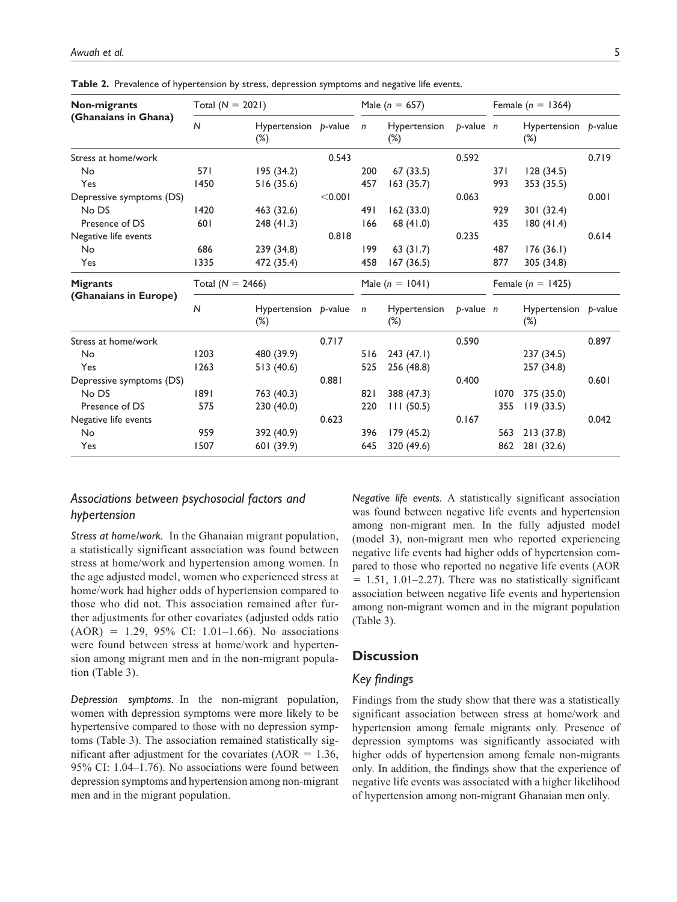**Table 2.** Prevalence of hypertension by stress, depression symptoms and negative life events.

| Non-migrants (Ghanaians in Ghana) | Total (N = 2021) | | | Male (n = 657) | | | Female (n = 1364) | | |
|---|---|---|---|---|---|---|---|---|---|
| | N | Hypertension (%) | p-value | n | Hypertension (%) | p-value | n | Hypertension (%) | p-value |
| Stress at home/work | | | 0.543 | | | 0.592 | | | 0.719 |
| No | 571 | 195 (34.2) | | 200 | 67 (33.5) | | 371 | 128 (34.5) | |
| Yes | 1450 | 516 (35.6) | | 457 | 163 (35.7) | | 993 | 353 (35.5) | |
| Depressive symptoms (DS) | | | <0.001 | | | 0.063 | | | 0.001 |
| No DS | 1420 | 463 (32.6) | | 491 | 162 (33.0) | | 929 | 301 (32.4) | |
| Presence of DS | 601 | 248 (41.3) | | 166 | 68 (41.0) | | 435 | 180 (41.4) | |
| Negative life events | | | 0.818 | | | 0.235 | | | 0.614 |
| No | 686 | 239 (34.8) | | 199 | 63 (31.7) | | 487 | 176 (36.1) | |
| Yes | 1335 | 472 (35.4) | | 458 | 167 (36.5) | | 877 | 305 (34.8) | |
| **Migrants (Ghanaians in Europe)** | Total (N = 2466) | | | Male (n = 1041) | | | Female (n = 1425) | | |
| | N | Hypertension (%) | p-value | n | Hypertension (%) | p-value | n | Hypertension (%) | p-value |
| Stress at home/work | | | 0.717 | | | 0.590 | | | 0.897 |
| No | 1203 | 480 (39.9) | | 516 | 243 (47.1) | | | 237 (34.5) | |
| Yes | 1263 | 513 (40.6) | | 525 | 256 (48.8) | | | 257 (34.8) | |
| Depressive symptoms (DS) | | | 0.881 | | | 0.400 | | | 0.601 |
| No DS | 1891 | 763 (40.3) | | 821 | 388 (47.3) | | 1070 | 375 (35.0) | |
| Presence of DS | 575 | 230 (40.0) | | 220 | 111 (50.5) | | 355 | 119 (33.5) | |
| Negative life events | | | 0.623 | | | 0.167 | | | 0.042 |
| No | 959 | 392 (40.9) | | 396 | 179 (45.2) | | 563 | 213 (37.8) | |
| Yes | 1507 | 601 (39.9) | | 645 | 320 (49.6) | | 862 | 281 (32.6) | |

## *Associations between psychosocial factors and hypertension*

*Stress at home/work.* In the Ghanaian migrant population, a statistically significant association was found between stress at home/work and hypertension among women. In the age adjusted model, women who experienced stress at home/work had higher odds of hypertension compared to those who did not. This association remained after further adjustments for other covariates (adjusted odds ratio (AOR) = 1.29, 95% CI: 1.01–1.66). No associations were found between stress at home/work and hypertension among migrant men and in the non-migrant population (Table 3).

*Depression symptoms.* In the non-migrant population, women with depression symptoms were more likely to be hypertensive compared to those with no depression symptoms (Table 3). The association remained statistically significant after adjustment for the covariates (AOR = 1.36, 95% CI: 1.04–1.76). No associations were found between depression symptoms and hypertension among non-migrant men and in the migrant population.

*Negative life events.* A statistically significant association was found between negative life events and hypertension among non-migrant men. In the fully adjusted model (model 3), non-migrant men who reported experiencing negative life events had higher odds of hypertension compared to those who reported no negative life events (AOR = 1.51, 1.01–2.27). There was no statistically significant association between negative life events and hypertension among non-migrant women and in the migrant population (Table 3).

## Discussion

### *Key findings*

Findings from the study show that there was a statistically significant association between stress at home/work and hypertension among female migrants only. Presence of depression symptoms was significantly associated with higher odds of hypertension among female non-migrants only. In addition, the findings show that the experience of negative life events was associated with a higher likelihood of hypertension among non-migrant Ghanaian men only.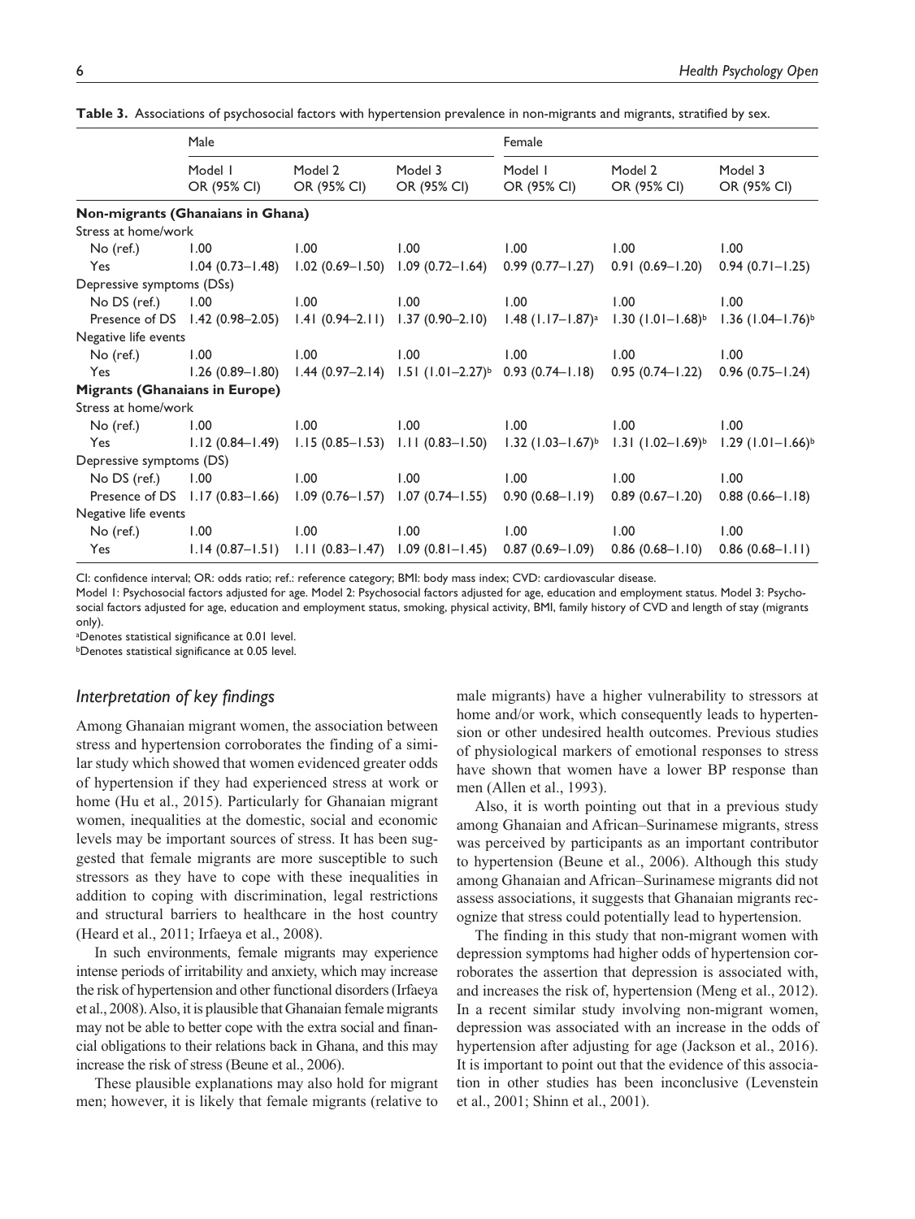**Table 3.** Associations of psychosocial factors with hypertension prevalence in non-migrants and migrants, stratified by sex.

| | Male | | | Female | | |
|---|---|---|---|---|---|---|
| | Model 1 OR (95% CI) | Model 2 OR (95% CI) | Model 3 OR (95% CI) | Model 1 OR (95% CI) | Model 2 OR (95% CI) | Model 3 OR (95% CI) |
| **Non-migrants (Ghanaians in Ghana)** | | | | | | |
| Stress at home/work | | | | | | |
| No (ref.) | 1.00 | 1.00 | 1.00 | 1.00 | 1.00 | 1.00 |
| Yes | 1.04 (0.73–1.48) | 1.02 (0.69–1.50) | 1.09 (0.72–1.64) | 0.99 (0.77–1.27) | 0.91 (0.69–1.20) | 0.94 (0.71–1.25) |
| Depressive symptoms (DSs) | | | | | | |
| No DS (ref.) | 1.00 | 1.00 | 1.00 | 1.00 | 1.00 | 1.00 |
| Presence of DS | 1.42 (0.98–2.05) | 1.41 (0.94–2.11) | 1.37 (0.90–2.10) | 1.48 (1.17–1.87)[a] | 1.30 (1.01–1.68)[b] | 1.36 (1.04–1.76)[b] |
| Negative life events | | | | | | |
| No (ref.) | 1.00 | 1.00 | 1.00 | 1.00 | 1.00 | 1.00 |
| Yes | 1.26 (0.89–1.80) | 1.44 (0.97–2.14) | 1.51 (1.01–2.27)[b] | 0.93 (0.74–1.18) | 0.95 (0.74–1.22) | 0.96 (0.75–1.24) |
| **Migrants (Ghanaians in Europe)** | | | | | | |
| Stress at home/work | | | | | | |
| No (ref.) | 1.00 | 1.00 | 1.00 | 1.00 | 1.00 | 1.00 |
| Yes | 1.12 (0.84–1.49) | 1.15 (0.85–1.53) | 1.11 (0.83–1.50) | 1.32 (1.03–1.67)[b] | 1.31 (1.02–1.69)[b] | 1.29 (1.01–1.66)[b] |
| Depressive symptoms (DS) | | | | | | |
| No DS (ref.) | 1.00 | 1.00 | 1.00 | 1.00 | 1.00 | 1.00 |
| Presence of DS | 1.17 (0.83–1.66) | 1.09 (0.76–1.57) | 1.07 (0.74–1.55) | 0.90 (0.68–1.19) | 0.89 (0.67–1.20) | 0.88 (0.66–1.18) |
| Negative life events | | | | | | |
| No (ref.) | 1.00 | 1.00 | 1.00 | 1.00 | 1.00 | 1.00 |
| Yes | 1.14 (0.87–1.51) | 1.11 (0.83–1.47) | 1.09 (0.81–1.45) | 0.87 (0.69–1.09) | 0.86 (0.68–1.10) | 0.86 (0.68–1.11) |

CI: confidence interval; OR: odds ratio; ref.: reference category; BMI: body mass index; CVD: cardiovascular disease.

Model 1: Psychosocial factors adjusted for age. Model 2: Psychosocial factors adjusted for age, education and employment status. Model 3: Psychosocial factors adjusted for age, education and employment status, smoking, physical activity, BMI, family history of CVD and length of stay (migrants only).

[a]Denotes statistical significance at 0.01 level.

[b]Denotes statistical significance at 0.05 level.

## *Interpretation of key findings*

Among Ghanaian migrant women, the association between stress and hypertension corroborates the finding of a similar study which showed that women evidenced greater odds of hypertension if they had experienced stress at work or home (Hu et al., 2015). Particularly for Ghanaian migrant women, inequalities at the domestic, social and economic levels may be important sources of stress. It has been suggested that female migrants are more susceptible to such stressors as they have to cope with these inequalities in addition to coping with discrimination, legal restrictions and structural barriers to healthcare in the host country (Heard et al., 2011; Irfaeya et al., 2008).

In such environments, female migrants may experience intense periods of irritability and anxiety, which may increase the risk of hypertension and other functional disorders (Irfaeya et al., 2008). Also, it is plausible that Ghanaian female migrants may not be able to better cope with the extra social and financial obligations to their relations back in Ghana, and this may increase the risk of stress (Beune et al., 2006).

These plausible explanations may also hold for migrant men; however, it is likely that female migrants (relative to male migrants) have a higher vulnerability to stressors at home and/or work, which consequently leads to hypertension or other undesired health outcomes. Previous studies of physiological markers of emotional responses to stress have shown that women have a lower BP response than men (Allen et al., 1993).

Also, it is worth pointing out that in a previous study among Ghanaian and African–Surinamese migrants, stress was perceived by participants as an important contributor to hypertension (Beune et al., 2006). Although this study among Ghanaian and African–Surinamese migrants did not assess associations, it suggests that Ghanaian migrants recognize that stress could potentially lead to hypertension.

The finding in this study that non-migrant women with depression symptoms had higher odds of hypertension corroborates the assertion that depression is associated with, and increases the risk of, hypertension (Meng et al., 2012). In a recent similar study involving non-migrant women, depression was associated with an increase in the odds of hypertension after adjusting for age (Jackson et al., 2016). It is important to point out that the evidence of this association in other studies has been inconclusive (Levenstein et al., 2001; Shinn et al., 2001).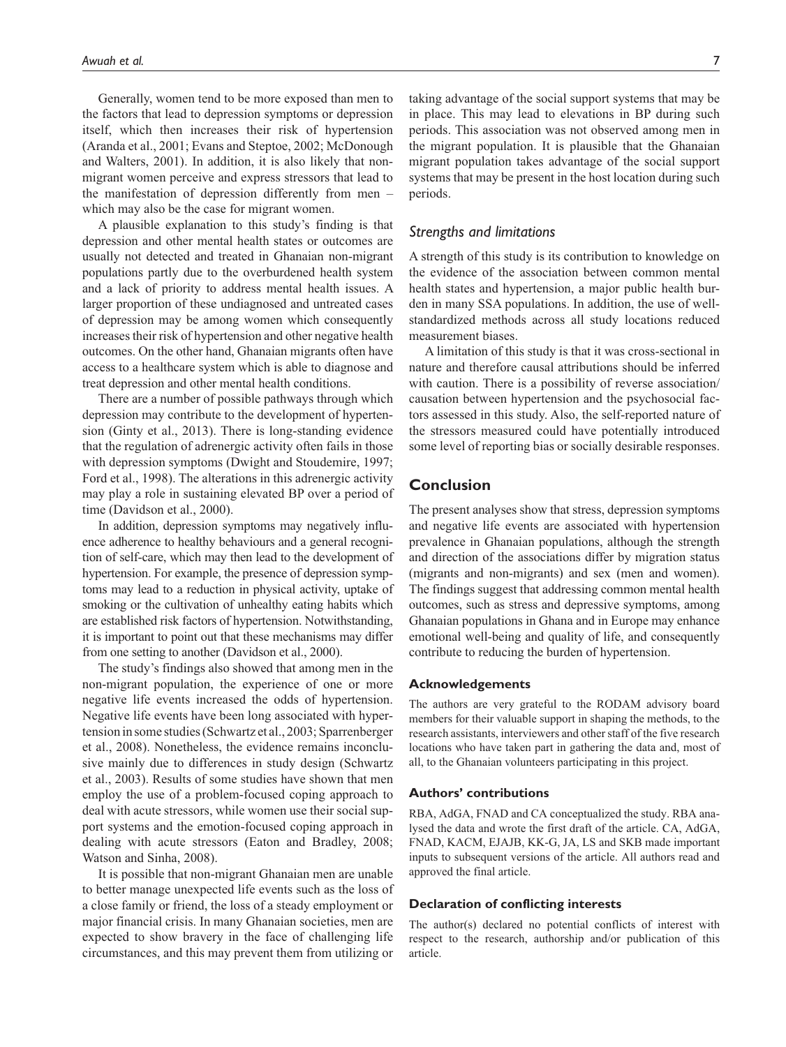Generally, women tend to be more exposed than men to the factors that lead to depression symptoms or depression itself, which then increases their risk of hypertension (Aranda et al., 2001; Evans and Steptoe, 2002; McDonough and Walters, 2001). In addition, it is also likely that non-migrant women perceive and express stressors that lead to the manifestation of depression differently from men – which may also be the case for migrant women.

A plausible explanation to this study's finding is that depression and other mental health states or outcomes are usually not detected and treated in Ghanaian non-migrant populations partly due to the overburdened health system and a lack of priority to address mental health issues. A larger proportion of these undiagnosed and untreated cases of depression may be among women which consequently increases their risk of hypertension and other negative health outcomes. On the other hand, Ghanaian migrants often have access to a healthcare system which is able to diagnose and treat depression and other mental health conditions.

There are a number of possible pathways through which depression may contribute to the development of hypertension (Ginty et al., 2013). There is long-standing evidence that the regulation of adrenergic activity often fails in those with depression symptoms (Dwight and Stoudemire, 1997; Ford et al., 1998). The alterations in this adrenergic activity may play a role in sustaining elevated BP over a period of time (Davidson et al., 2000).

In addition, depression symptoms may negatively influence adherence to healthy behaviours and a general recognition of self-care, which may then lead to the development of hypertension. For example, the presence of depression symptoms may lead to a reduction in physical activity, uptake of smoking or the cultivation of unhealthy eating habits which are established risk factors of hypertension. Notwithstanding, it is important to point out that these mechanisms may differ from one setting to another (Davidson et al., 2000).

The study's findings also showed that among men in the non-migrant population, the experience of one or more negative life events increased the odds of hypertension. Negative life events have been long associated with hypertension in some studies (Schwartz et al., 2003; Sparrenberger et al., 2008). Nonetheless, the evidence remains inconclusive mainly due to differences in study design (Schwartz et al., 2003). Results of some studies have shown that men employ the use of a problem-focused coping approach to deal with acute stressors, while women use their social support systems and the emotion-focused coping approach in dealing with acute stressors (Eaton and Bradley, 2008; Watson and Sinha, 2008).

It is possible that non-migrant Ghanaian men are unable to better manage unexpected life events such as the loss of a close family or friend, the loss of a steady employment or major financial crisis. In many Ghanaian societies, men are expected to show bravery in the face of challenging life circumstances, and this may prevent them from utilizing or taking advantage of the social support systems that may be in place. This may lead to elevations in BP during such periods. This association was not observed among men in the migrant population. It is plausible that the Ghanaian migrant population takes advantage of the social support systems that may be present in the host location during such periods.

### *Strengths and limitations*

A strength of this study is its contribution to knowledge on the evidence of the association between common mental health states and hypertension, a major public health burden in many SSA populations. In addition, the use of well-standardized methods across all study locations reduced measurement biases.

A limitation of this study is that it was cross-sectional in nature and therefore causal attributions should be inferred with caution. There is a possibility of reverse association/causation between hypertension and the psychosocial factors assessed in this study. Also, the self-reported nature of the stressors measured could have potentially introduced some level of reporting bias or socially desirable responses.

## Conclusion

The present analyses show that stress, depression symptoms and negative life events are associated with hypertension prevalence in Ghanaian populations, although the strength and direction of the associations differ by migration status (migrants and non-migrants) and sex (men and women). The findings suggest that addressing common mental health outcomes, such as stress and depressive symptoms, among Ghanaian populations in Ghana and in Europe may enhance emotional well-being and quality of life, and consequently contribute to reducing the burden of hypertension.

### Acknowledgements

The authors are very grateful to the RODAM advisory board members for their valuable support in shaping the methods, to the research assistants, interviewers and other staff of the five research locations who have taken part in gathering the data and, most of all, to the Ghanaian volunteers participating in this project.

### Authors' contributions

RBA, AdGA, FNAD and CA conceptualized the study. RBA analysed the data and wrote the first draft of the article. CA, AdGA, FNAD, KACM, EJAJB, KK-G, JA, LS and SKB made important inputs to subsequent versions of the article. All authors read and approved the final article.

### Declaration of conflicting interests

The author(s) declared no potential conflicts of interest with respect to the research, authorship and/or publication of this article.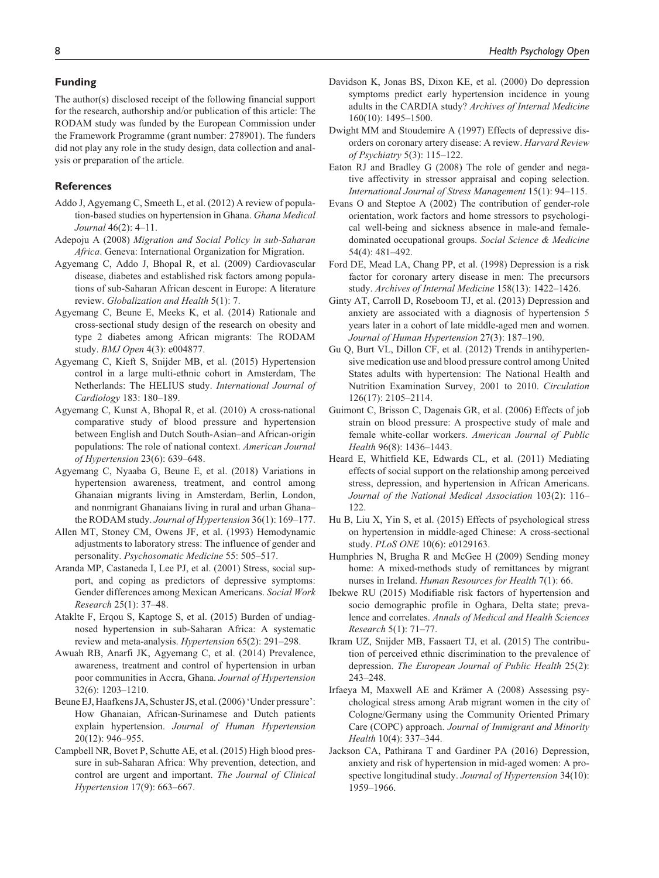## Funding

The author(s) disclosed receipt of the following financial support for the research, authorship and/or publication of this article: The RODAM study was funded by the European Commission under the Framework Programme (grant number: 278901). The funders did not play any role in the study design, data collection and analysis or preparation of the article.

## References

Addo J, Agyemang C, Smeeth L, et al. (2012) A review of population-based studies on hypertension in Ghana. *Ghana Medical Journal* 46(2): 4–11.

Adepoju A (2008) *Migration and Social Policy in sub-Saharan Africa*. Geneva: International Organization for Migration.

Agyemang C, Addo J, Bhopal R, et al. (2009) Cardiovascular disease, diabetes and established risk factors among populations of sub-Saharan African descent in Europe: A literature review. *Globalization and Health* 5(1): 7.

Agyemang C, Beune E, Meeks K, et al. (2014) Rationale and cross-sectional study design of the research on obesity and type 2 diabetes among African migrants: The RODAM study. *BMJ Open* 4(3): e004877.

Agyemang C, Kieft S, Snijder MB, et al. (2015) Hypertension control in a large multi-ethnic cohort in Amsterdam, The Netherlands: The HELIUS study. *International Journal of Cardiology* 183: 180–189.

Agyemang C, Kunst A, Bhopal R, et al. (2010) A cross-national comparative study of blood pressure and hypertension between English and Dutch South-Asian–and African-origin populations: The role of national context. *American Journal of Hypertension* 23(6): 639–648.

Agyemang C, Nyaaba G, Beune E, et al. (2018) Variations in hypertension awareness, treatment, and control among Ghanaian migrants living in Amsterdam, Berlin, London, and nonmigrant Ghanaians living in rural and urban Ghana–the RODAM study. *Journal of Hypertension* 36(1): 169–177.

Allen MT, Stoney CM, Owens JF, et al. (1993) Hemodynamic adjustments to laboratory stress: The influence of gender and personality. *Psychosomatic Medicine* 55: 505–517.

Aranda MP, Castaneda I, Lee PJ, et al. (2001) Stress, social support, and coping as predictors of depressive symptoms: Gender differences among Mexican Americans. *Social Work Research* 25(1): 37–48.

Ataklte F, Erqou S, Kaptoge S, et al. (2015) Burden of undiagnosed hypertension in sub-Saharan Africa: A systematic review and meta-analysis. *Hypertension* 65(2): 291–298.

Awuah RB, Anarfi JK, Agyemang C, et al. (2014) Prevalence, awareness, treatment and control of hypertension in urban poor communities in Accra, Ghana. *Journal of Hypertension* 32(6): 1203–1210.

Beune EJ, Haafkens JA, Schuster JS, et al. (2006) 'Under pressure': How Ghanaian, African-Surinamese and Dutch patients explain hypertension. *Journal of Human Hypertension* 20(12): 946–955.

Campbell NR, Bovet P, Schutte AE, et al. (2015) High blood pressure in sub-Saharan Africa: Why prevention, detection, and control are urgent and important. *The Journal of Clinical Hypertension* 17(9): 663–667.

Davidson K, Jonas BS, Dixon KE, et al. (2000) Do depression symptoms predict early hypertension incidence in young adults in the CARDIA study? *Archives of Internal Medicine* 160(10): 1495–1500.

Dwight MM and Stoudemire A (1997) Effects of depressive disorders on coronary artery disease: A review. *Harvard Review of Psychiatry* 5(3): 115–122.

Eaton RJ and Bradley G (2008) The role of gender and negative affectivity in stressor appraisal and coping selection. *International Journal of Stress Management* 15(1): 94–115.

Evans O and Steptoe A (2002) The contribution of gender-role orientation, work factors and home stressors to psychological well-being and sickness absence in male-and female-dominated occupational groups. *Social Science & Medicine* 54(4): 481–492.

Ford DE, Mead LA, Chang PP, et al. (1998) Depression is a risk factor for coronary artery disease in men: The precursors study. *Archives of Internal Medicine* 158(13): 1422–1426.

Ginty AT, Carroll D, Roseboom TJ, et al. (2013) Depression and anxiety are associated with a diagnosis of hypertension 5 years later in a cohort of late middle-aged men and women. *Journal of Human Hypertension* 27(3): 187–190.

Gu Q, Burt VL, Dillon CF, et al. (2012) Trends in antihypertensive medication use and blood pressure control among United States adults with hypertension: The National Health and Nutrition Examination Survey, 2001 to 2010. *Circulation* 126(17): 2105–2114.

Guimont C, Brisson C, Dagenais GR, et al. (2006) Effects of job strain on blood pressure: A prospective study of male and female white-collar workers. *American Journal of Public Health* 96(8): 1436–1443.

Heard E, Whitfield KE, Edwards CL, et al. (2011) Mediating effects of social support on the relationship among perceived stress, depression, and hypertension in African Americans. *Journal of the National Medical Association* 103(2): 116–122.

Hu B, Liu X, Yin S, et al. (2015) Effects of psychological stress on hypertension in middle-aged Chinese: A cross-sectional study. *PLoS ONE* 10(6): e0129163.

Humphries N, Brugha R and McGee H (2009) Sending money home: A mixed-methods study of remittances by migrant nurses in Ireland. *Human Resources for Health* 7(1): 66.

Ibekwe RU (2015) Modifiable risk factors of hypertension and socio demographic profile in Oghara, Delta state; prevalence and correlates. *Annals of Medical and Health Sciences Research* 5(1): 71–77.

Ikram UZ, Snijder MB, Fassaert TJ, et al. (2015) The contribution of perceived ethnic discrimination to the prevalence of depression. *The European Journal of Public Health* 25(2): 243–248.

Irfaeya M, Maxwell AE and Krämer A (2008) Assessing psychological stress among Arab migrant women in the city of Cologne/Germany using the Community Oriented Primary Care (COPC) approach. *Journal of Immigrant and Minority Health* 10(4): 337–344.

Jackson CA, Pathirana T and Gardiner PA (2016) Depression, anxiety and risk of hypertension in mid-aged women: A prospective longitudinal study. *Journal of Hypertension* 34(10): 1959–1966.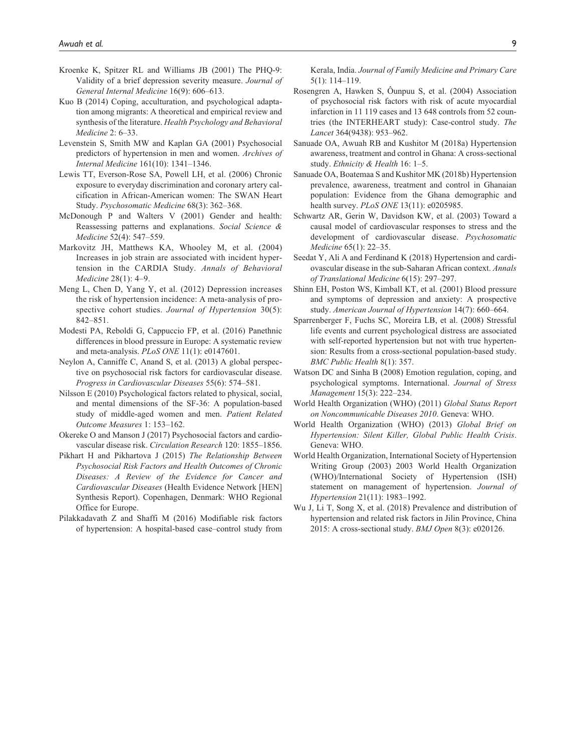Kroenke K, Spitzer RL and Williams JB (2001) The PHQ-9: Validity of a brief depression severity measure. *Journal of General Internal Medicine* 16(9): 606–613.

Kuo B (2014) Coping, acculturation, and psychological adaptation among migrants: A theoretical and empirical review and synthesis of the literature. *Health Psychology and Behavioral Medicine* 2: 6–33.

Levenstein S, Smith MW and Kaplan GA (2001) Psychosocial predictors of hypertension in men and women. *Archives of Internal Medicine* 161(10): 1341–1346.

Lewis TT, Everson-Rose SA, Powell LH, et al. (2006) Chronic exposure to everyday discrimination and coronary artery calcification in African-American women: The SWAN Heart Study. *Psychosomatic Medicine* 68(3): 362–368.

McDonough P and Walters V (2001) Gender and health: Reassessing patterns and explanations. *Social Science & Medicine* 52(4): 547–559.

Markovitz JH, Matthews KA, Whooley M, et al. (2004) Increases in job strain are associated with incident hypertension in the CARDIA Study. *Annals of Behavioral Medicine* 28(1): 4–9.

Meng L, Chen D, Yang Y, et al. (2012) Depression increases the risk of hypertension incidence: A meta-analysis of prospective cohort studies. *Journal of Hypertension* 30(5): 842–851.

Modesti PA, Reboldi G, Cappuccio FP, et al. (2016) Panethnic differences in blood pressure in Europe: A systematic review and meta-analysis. *PLoS ONE* 11(1): e0147601.

Neylon A, Canniffe C, Anand S, et al. (2013) A global perspective on psychosocial risk factors for cardiovascular disease. *Progress in Cardiovascular Diseases* 55(6): 574–581.

Nilsson E (2010) Psychological factors related to physical, social, and mental dimensions of the SF-36: A population-based study of middle-aged women and men. *Patient Related Outcome Measures* 1: 153–162.

Okereke O and Manson J (2017) Psychosocial factors and cardiovascular disease risk. *Circulation Research* 120: 1855–1856.

Pikhart H and Pikhartova J (2015) *The Relationship Between Psychosocial Risk Factors and Health Outcomes of Chronic Diseases: A Review of the Evidence for Cancer and Cardiovascular Diseases* (Health Evidence Network [HEN] Synthesis Report). Copenhagen, Denmark: WHO Regional Office for Europe.

Pilakkadavath Z and Shaffi M (2016) Modifiable risk factors of hypertension: A hospital-based case–control study from Kerala, India. *Journal of Family Medicine and Primary Care* 5(1): 114–119.

Rosengren A, Hawken S, Ôunpuu S, et al. (2004) Association of psychosocial risk factors with risk of acute myocardial infarction in 11 119 cases and 13 648 controls from 52 countries (the INTERHEART study): Case-control study. *The Lancet* 364(9438): 953–962.

Sanuade OA, Awuah RB and Kushitor M (2018a) Hypertension awareness, treatment and control in Ghana: A cross-sectional study. *Ethnicity & Health* 16: 1–5.

Sanuade OA, Boatemaa S and Kushitor MK (2018b) Hypertension prevalence, awareness, treatment and control in Ghanaian population: Evidence from the Ghana demographic and health survey. *PLoS ONE* 13(11): e0205985.

Schwartz AR, Gerin W, Davidson KW, et al. (2003) Toward a causal model of cardiovascular responses to stress and the development of cardiovascular disease. *Psychosomatic Medicine* 65(1): 22–35.

Seedat Y, Ali A and Ferdinand K (2018) Hypertension and cardiovascular disease in the sub-Saharan African context. *Annals of Translational Medicine* 6(15): 297–297.

Shinn EH, Poston WS, Kimball KT, et al. (2001) Blood pressure and symptoms of depression and anxiety: A prospective study. *American Journal of Hypertension* 14(7): 660–664.

Sparrenberger F, Fuchs SC, Moreira LB, et al. (2008) Stressful life events and current psychological distress are associated with self-reported hypertension but not with true hypertension: Results from a cross-sectional population-based study. *BMC Public Health* 8(1): 357.

Watson DC and Sinha B (2008) Emotion regulation, coping, and psychological symptoms. International. *Journal of Stress Management* 15(3): 222–234.

World Health Organization (WHO) (2011) *Global Status Report on Noncommunicable Diseases 2010*. Geneva: WHO.

World Health Organization (WHO) (2013) *Global Brief on Hypertension: Silent Killer, Global Public Health Crisis*. Geneva: WHO.

World Health Organization, International Society of Hypertension Writing Group (2003) 2003 World Health Organization (WHO)/International Society of Hypertension (ISH) statement on management of hypertension. *Journal of Hypertension* 21(11): 1983–1992.

Wu J, Li T, Song X, et al. (2018) Prevalence and distribution of hypertension and related risk factors in Jilin Province, China 2015: A cross-sectional study. *BMJ Open* 8(3): e020126.